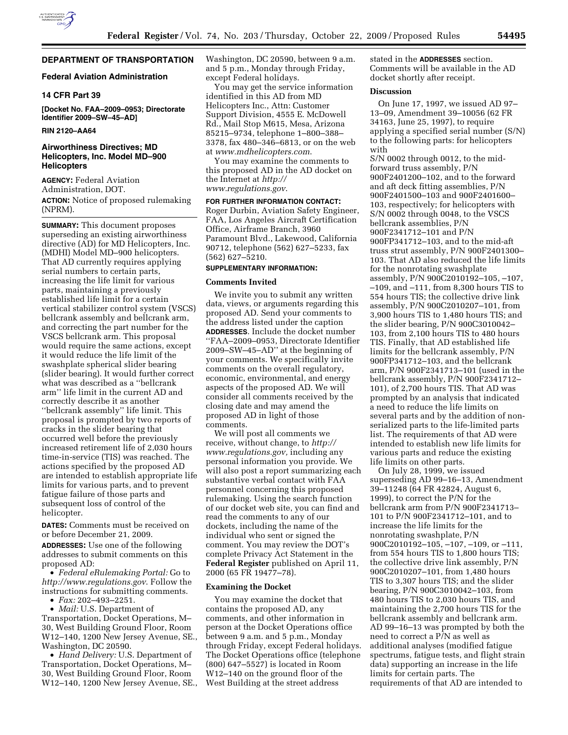## DEPARTMENT OF TRANSPORTATION

### Federal Aviation Administration

### 14 CFR Part 39

**[Docket No. FAA–2009–0953; Directorate Identifier 2009–SW–45–AD]**

**RIN 2120–AA64**

### Airworthiness Directives; MD Helicopters, Inc. Model MD–900 Helicopters

**AGENCY:** Federal Aviation Administration, DOT.

**ACTION:** Notice of proposed rulemaking (NPRM).

**SUMMARY:** This document proposes superseding an existing airworthiness directive (AD) for MD Helicopters, Inc. (MDHI) Model MD–900 helicopters. That AD currently requires applying serial numbers to certain parts, increasing the life limit for various parts, maintaining a previously established life limit for a certain vertical stabilizer control system (VSCS) bellcrank assembly and bellcrank arm, and correcting the part number for the VSCS bellcrank arm. This proposal would require the same actions, except it would reduce the life limit of the swashplate spherical slider bearing (slider bearing). It would further correct what was described as a ''bellcrank arm'' life limit in the current AD and correctly describe it as another ''bellcrank assembly'' life limit. This proposal is prompted by two reports of cracks in the slider bearing that occurred well before the previously increased retirement life of 2,030 hours time-in-service (TIS) was reached. The actions specified by the proposed AD are intended to establish appropriate life limits for various parts, and to prevent fatigue failure of those parts and subsequent loss of control of the helicopter.

**DATES:** Comments must be received on or before December 21, 2009.

**ADDRESSES:** Use one of the following addresses to submit comments on this proposed AD:

- *Federal eRulemaking Portal:* Go to *http://www.regulations.gov*. Follow the instructions for submitting comments.
- *Fax:* 202–493–2251.
- *Mail:* U.S. Department of Transportation, Docket Operations, M–30, West Building Ground Floor, Room W12–140, 1200 New Jersey Avenue, SE., Washington, DC 20590.
- *Hand Delivery:* U.S. Department of Transportation, Docket Operations, M–30, West Building Ground Floor, Room W12–140, 1200 New Jersey Avenue, SE., Washington, DC 20590, between 9 a.m. and 5 p.m., Monday through Friday, except Federal holidays.

You may get the service information identified in this AD from MD Helicopters Inc., Attn: Customer Support Division, 4555 E. McDowell Rd., Mail Stop M615, Mesa, Arizona 85215–9734, telephone 1–800–388–3378, fax 480–346–6813, or on the web at *www.mdhelicopters.com*.

You may examine the comments to this proposed AD in the AD docket on the Internet at *http://www.regulations.gov*.

**FOR FURTHER INFORMATION CONTACT:** Roger Durbin, Aviation Safety Engineer, FAA, Los Angeles Aircraft Certification Office, Airframe Branch, 3960 Paramount Blvd., Lakewood, California 90712, telephone (562) 627–5233, fax (562) 627–5210.

**SUPPLEMENTARY INFORMATION:**

**Comments Invited**

We invite you to submit any written data, views, or arguments regarding this proposed AD. Send your comments to the address listed under the caption **ADDRESSES**. Include the docket number ''FAA–2009–0953, Directorate Identifier 2009–SW–45–AD'' at the beginning of your comments. We specifically invite comments on the overall regulatory, economic, environmental, and energy aspects of the proposed AD. We will consider all comments received by the closing date and may amend the proposed AD in light of those comments.

We will post all comments we receive, without change, to *http://www.regulations.gov,* including any personal information you provide. We will also post a report summarizing each substantive verbal contact with FAA personnel concerning this proposed rulemaking. Using the search function of our docket web site, you can find and read the comments to any of our dockets, including the name of the individual who sent or signed the comment. You may review the DOT's complete Privacy Act Statement in the **Federal Register** published on April 11, 2000 (65 FR 19477–78).

**Examining the Docket**

You may examine the docket that contains the proposed AD, any comments, and other information in person at the Docket Operations office between 9 a.m. and 5 p.m., Monday through Friday, except Federal holidays. The Docket Operations office (telephone (800) 647–5527) is located in Room W12–140 on the ground floor of the West Building at the street address stated in the **ADDRESSES** section. Comments will be available in the AD docket shortly after receipt.

**Discussion**

On June 17, 1997, we issued AD 97–13–09, Amendment 39–10056 (62 FR 34163, June 25, 1997), to require applying a specified serial number (S/N) to the following parts: for helicopters with S/N 0002 through 0012, to the mid-forward truss assembly, P/N 900F2401200–102, and to the forward and aft deck fitting assemblies, P/N 900F2401500–103 and 900F2401600–103, respectively; for helicopters with S/N 0002 through 0048, to the VSCS bellcrank assemblies, P/N 900F2341712–101 and P/N 900FP341712–103, and to the mid-aft truss strut assembly, P/N 900F2401300–103. That AD also reduced the life limits for the nonrotating swashplate assembly, P/N 900C2010192–105, –107, –109, and –111, from 8,300 hours TIS to 554 hours TIS; the collective drive link assembly, P/N 900C2010207–101, from 3,900 hours TIS to 1,480 hours TIS; and the slider bearing, P/N 900C3010042–103, from 2,100 hours TIS to 480 hours TIS. Finally, that AD established life limits for the bellcrank assembly, P/N 900FP341712–103, and the bellcrank arm, P/N 900F2341713–101 (used in the bellcrank assembly, P/N 900F2341712–101), of 2,700 hours TIS. That AD was prompted by an analysis that indicated a need to reduce the life limits on several parts and by the addition of non-serialized parts to the life-limited parts list. The requirements of that AD were intended to establish new life limits for various parts and reduce the existing life limits on other parts.

On July 28, 1999, we issued superseding AD 99–16–13, Amendment 39–11248 (64 FR 42824, August 6, 1999), to correct the P/N for the bellcrank arm from P/N 900F2341713–101 to P/N 900F2341712–101, and to increase the life limits for the nonrotating swashplate, P/N 900C2010192–105, –107, –109, or –111, from 554 hours TIS to 1,800 hours TIS; the collective drive link assembly, P/N 900C2010207–101, from 1,480 hours TIS to 3,307 hours TIS; and the slider bearing, P/N 900C3010042–103, from 480 hours TIS to 2,030 hours TIS, and maintaining the 2,700 hours TIS for the bellcrank assembly and bellcrank arm. AD 99–16–13 was prompted by both the need to correct a P/N as well as additional analyses (modified fatigue spectrums, fatigue tests, and flight strain data) supporting an increase in the life limits for certain parts. The requirements of that AD are intended to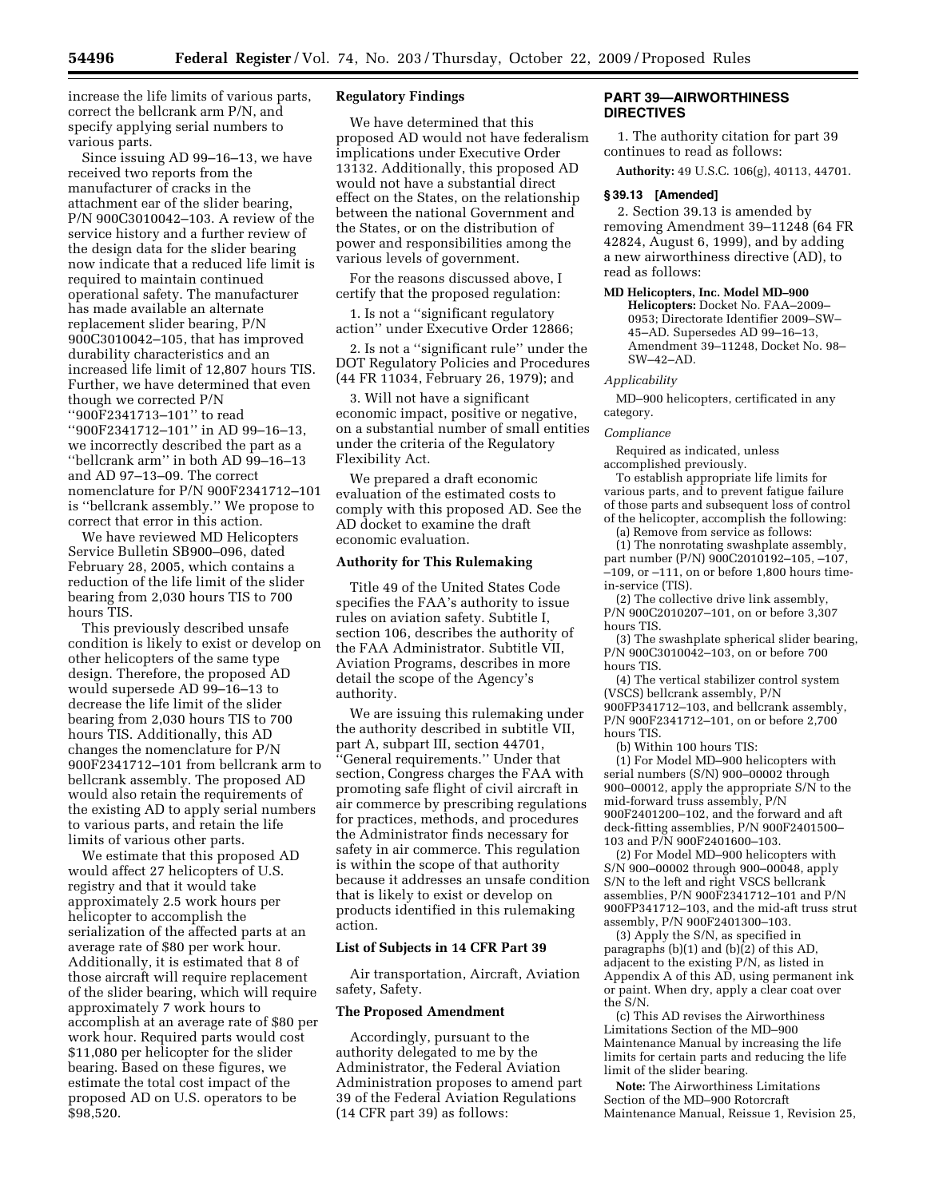increase the life limits of various parts, correct the bellcrank arm P/N, and specify applying serial numbers to various parts.

Since issuing AD 99–16–13, we have received two reports from the manufacturer of cracks in the attachment ear of the slider bearing, P/N 900C3010042–103. A review of the service history and a further review of the design data for the slider bearing now indicate that a reduced life limit is required to maintain continued operational safety. The manufacturer has made available an alternate replacement slider bearing, P/N 900C3010042–105, that has improved durability characteristics and an increased life limit of 12,807 hours TIS. Further, we have determined that even though we corrected P/N ''900F2341713–101'' to read ''900F2341712–101'' in AD 99–16–13, we incorrectly described the part as a ''bellcrank arm'' in both AD 99–16–13 and AD 97–13–09. The correct nomenclature for P/N 900F2341712–101 is ''bellcrank assembly.'' We propose to correct that error in this action.

We have reviewed MD Helicopters Service Bulletin SB900–096, dated February 28, 2005, which contains a reduction of the life limit of the slider bearing from 2,030 hours TIS to 700 hours TIS.

This previously described unsafe condition is likely to exist or develop on other helicopters of the same type design. Therefore, the proposed AD would supersede AD 99–16–13 to decrease the life limit of the slider bearing from 2,030 hours TIS to 700 hours TIS. Additionally, this AD changes the nomenclature for P/N 900F2341712–101 from bellcrank arm to bellcrank assembly. The proposed AD would also retain the requirements of the existing AD to apply serial numbers to various parts, and retain the life limits of various other parts.

We estimate that this proposed AD would affect 27 helicopters of U.S. registry and that it would take approximately 2.5 work hours per helicopter to accomplish the serialization of the affected parts at an average rate of $80 per work hour. Additionally, it is estimated that 8 of those aircraft will require replacement of the slider bearing, which will require approximately 7 work hours to accomplish at an average rate of $80 per work hour. Required parts would cost $11,080 per helicopter for the slider bearing. Based on these figures, we estimate the total cost impact of the proposed AD on U.S. operators to be $98,520.

## Regulatory Findings

We have determined that this proposed AD would not have federalism implications under Executive Order 13132. Additionally, this proposed AD would not have a substantial direct effect on the States, on the relationship between the national Government and the States, or on the distribution of power and responsibilities among the various levels of government.

For the reasons discussed above, I certify that the proposed regulation:

1. Is not a ''significant regulatory action'' under Executive Order 12866;

2. Is not a ''significant rule'' under the DOT Regulatory Policies and Procedures (44 FR 11034, February 26, 1979); and

3. Will not have a significant economic impact, positive or negative, on a substantial number of small entities under the criteria of the Regulatory Flexibility Act.

We prepared a draft economic evaluation of the estimated costs to comply with this proposed AD. See the AD docket to examine the draft economic evaluation.

## Authority for This Rulemaking

Title 49 of the United States Code specifies the FAA's authority to issue rules on aviation safety. Subtitle I, section 106, describes the authority of the FAA Administrator. Subtitle VII, Aviation Programs, describes in more detail the scope of the Agency's authority.

We are issuing this rulemaking under the authority described in subtitle VII, part A, subpart III, section 44701, ''General requirements.'' Under that section, Congress charges the FAA with promoting safe flight of civil aircraft in air commerce by prescribing regulations for practices, methods, and procedures the Administrator finds necessary for safety in air commerce. This regulation is within the scope of that authority because it addresses an unsafe condition that is likely to exist or develop on products identified in this rulemaking action.

## List of Subjects in 14 CFR Part 39

Air transportation, Aircraft, Aviation safety, Safety.

## The Proposed Amendment

Accordingly, pursuant to the authority delegated to me by the Administrator, the Federal Aviation Administration proposes to amend part 39 of the Federal Aviation Regulations (14 CFR part 39) as follows:

## PART 39—AIRWORTHINESS DIRECTIVES

1. The authority citation for part 39 continues to read as follows:

**Authority:** 49 U.S.C. 106(g), 40113, 44701.

### § 39.13 [Amended]

2. Section 39.13 is amended by removing Amendment 39–11248 (64 FR 42824, August 6, 1999), and by adding a new airworthiness directive (AD), to read as follows:

**MD Helicopters, Inc. Model MD–900 Helicopters:** Docket No. FAA–2009–0953; Directorate Identifier 2009–SW–45–AD. Supersedes AD 99–16–13, Amendment 39–11248, Docket No. 98–SW–42–AD.

*Applicability*

MD–900 helicopters, certificated in any category.

*Compliance*

Required as indicated, unless accomplished previously.

To establish appropriate life limits for various parts, and to prevent fatigue failure of those parts and subsequent loss of control of the helicopter, accomplish the following:

(a) Remove from service as follows:

(1) The nonrotating swashplate assembly, part number (P/N) 900C2010192–105, –107, –109, or –111, on or before 1,800 hours time-in-service (TIS).

(2) The collective drive link assembly, P/N 900C2010207–101, on or before 3,307 hours TIS.

(3) The swashplate spherical slider bearing, P/N 900C3010042–103, on or before 700 hours TIS.

(4) The vertical stabilizer control system (VSCS) bellcrank assembly, P/N 900FP341712–103, and bellcrank assembly, P/N 900F2341712–101, on or before 2,700 hours TIS.

(b) Within 100 hours TIS:

(1) For Model MD–900 helicopters with serial numbers (S/N) 900–00002 through 900–00012, apply the appropriate S/N to the mid-forward truss assembly, P/N 900F2401200–102, and the forward and aft deck-fitting assemblies, P/N 900F2401500–103 and P/N 900F2401600–103.

(2) For Model MD–900 helicopters with S/N 900–00002 through 900–00048, apply S/N to the left and right VSCS bellcrank assemblies, P/N 900F2341712–101 and P/N 900FP341712–103, and the mid-aft truss strut assembly, P/N 900F2401300–103.

(3) Apply the S/N, as specified in paragraphs (b)(1) and (b)(2) of this AD, adjacent to the existing P/N, as listed in Appendix A of this AD, using permanent ink or paint. When dry, apply a clear coat over the S/N.

(c) This AD revises the Airworthiness Limitations Section of the MD–900 Maintenance Manual by increasing the life limits for certain parts and reducing the life limit of the slider bearing.

**Note:** The Airworthiness Limitations Section of the MD–900 Rotorcraft Maintenance Manual, Reissue 1, Revision 25,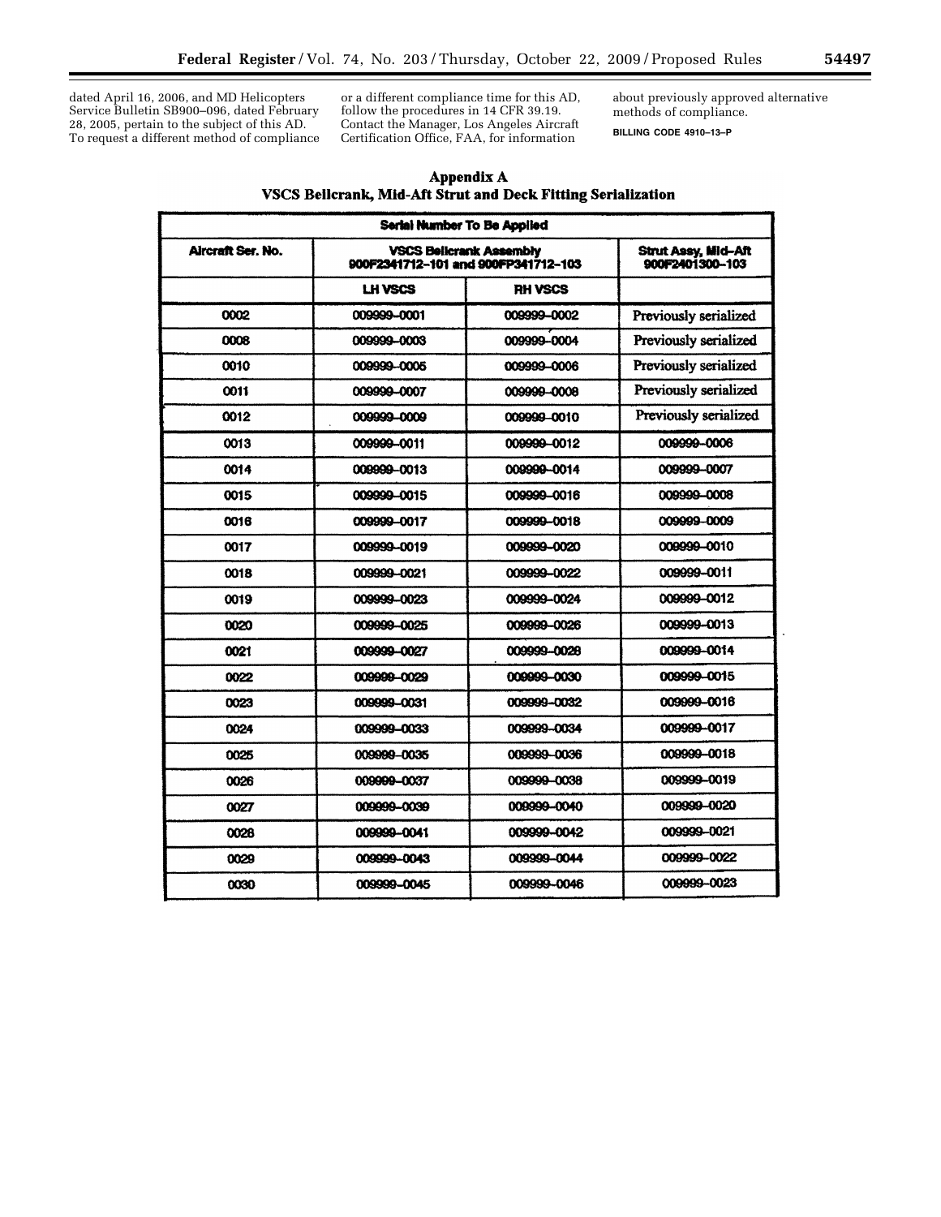dated April 16, 2006, and MD Helicopters Service Bulletin SB900–096, dated February 28, 2005, pertain to the subject of this AD. To request a different method of compliance or a different compliance time for this AD, follow the procedures in 14 CFR 39.19. Contact the Manager, Los Angeles Aircraft Certification Office, FAA, for information about previously approved alternative methods of compliance.

BILLING CODE 4910–13–P

## Appendix A
## VSCS Bellcrank, Mid-Aft Strut and Deck Fitting Serialization

| Serial Number To Be Applied | | | |
|---|---|---|---|
| Aircraft Ser. No. | VSCS Bellcrank Assembly 900F2341712-101 and 900FP341712-103 | | Strut Assy, Mid-Aft 900F2401300-103 |
| | LH VSCS | RH VSCS | |
| 0002 | 009999-0001 | 009999-0002 | Previously serialized |
| 0008 | 009999-0003 | 009999-0004 | Previously serialized |
| 0010 | 009999-0005 | 009999-0006 | Previously serialized |
| 0011 | 009999-0007 | 009999-0008 | Previously serialized |
| 0012 | 009999-0009 | 009999-0010 | Previously serialized |
| 0013 | 009999-0011 | 009999-0012 | 009999-0006 |
| 0014 | 009999-0013 | 009999-0014 | 009999-0007 |
| 0015 | 009999-0015 | 009999-0016 | 009999-0008 |
| 0016 | 009999-0017 | 009999-0018 | 009999-0009 |
| 0017 | 009999-0019 | 009999-0020 | 009999-0010 |
| 0018 | 009999-0021 | 009999-0022 | 009999-0011 |
| 0019 | 009999-0023 | 009999-0024 | 009999-0012 |
| 0020 | 009999-0025 | 009999-0026 | 009999-0013 |
| 0021 | 009999-0027 | 009999-0028 | 009999-0014 |
| 0022 | 009999-0029 | 009999-0030 | 009999-0015 |
| 0023 | 009999-0031 | 009999-0032 | 009999-0016 |
| 0024 | 009999-0033 | 009999-0034 | 009999-0017 |
| 0025 | 009999-0035 | 009999-0036 | 009999-0018 |
| 0026 | 009999-0037 | 009999-0038 | 009999-0019 |
| 0027 | 009999-0039 | 009999-0040 | 009999-0020 |
| 0028 | 009999-0041 | 009999-0042 | 009999-0021 |
| 0029 | 009999-0043 | 009999-0044 | 009999-0022 |
| 0030 | 009999-0045 | 009999-0046 | 009999-0023 |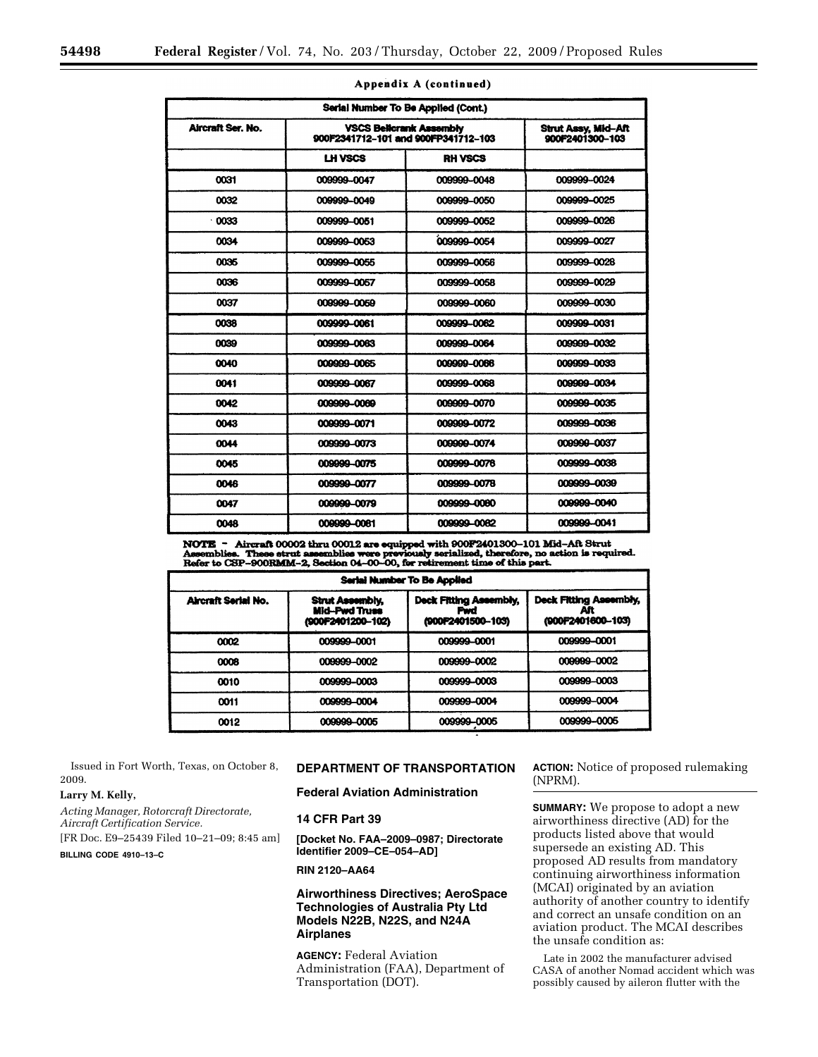**Appendix A (continued)**

| Serial Number To Be Applied (Cont.) | | | |
|---|---|---|---|
| Aircraft Ser. No. | VSCS Bellcrank Assembly 900F2341712–101 and 900FP341712–103 | | Strut Assy, Mid–Aft 900F2401300–103 |
| | LH VSCS | RH VSCS | |
| 0031 | 009999–0047 | 009999–0048 | 009999–0024 |
| 0032 | 009999–0049 | 009999–0050 | 009999–0025 |
| 0033 | 009999–0051 | 009999–0052 | 009999–0026 |
| 0034 | 009999–0053 | 009999–0054 | 009999–0027 |
| 0035 | 009999–0055 | 009999–0056 | 009999–0028 |
| 0036 | 009999–0057 | 009999–0058 | 009999–0029 |
| 0037 | 009999–0059 | 009999–0060 | 009999–0030 |
| 0038 | 009999–0061 | 009999–0062 | 009999–0031 |
| 0039 | 009999–0063 | 009999–0064 | 009999–0032 |
| 0040 | 009999–0065 | 009999–0066 | 009999–0033 |
| 0041 | 009999–0067 | 009999–0068 | 009999–0034 |
| 0042 | 009999–0069 | 009999–0070 | 009999–0035 |
| 0043 | 009999–0071 | 009999–0072 | 009999–0036 |
| 0044 | 009999–0073 | 009999–0074 | 009999–0037 |
| 0045 | 009999–0075 | 009999–0076 | 009999–0038 |
| 0046 | 009999–0077 | 009999–0078 | 009999–0039 |
| 0047 | 009999–0079 | 009999–0080 | 009999–0040 |
| 0048 | 009999–0081 | 009999–0082 | 009999–0041 |

NOTE – Aircraft 00002 thru 00012 are equipped with 900F2401300–101 Mid–Aft Strut Assemblies. These strut assemblies were previously serialized, therefore, no action is required. Refer to CSP–900RMM–2, Section 04–00–00, for retirement time of this part.

| Serial Number To Be Applied | | | |
|---|---|---|---|
| Aircraft Serial No. | Strut Assembly, Mid–Fwd Truss (900F2401200–102) | Deck Fitting Assembly, Fwd (900F2401500–103) | Deck Fitting Assembly, Aft (900F2401600–103) |
| 0002 | 009999–0001 | 009999–0001 | 009999–0001 |
| 0008 | 009999–0002 | 009999–0002 | 009999–0002 |
| 0010 | 009999–0003 | 009999–0003 | 009999–0003 |
| 0011 | 009999–0004 | 009999–0004 | 009999–0004 |
| 0012 | 009999–0005 | 009999–0005 | 009999–0005 |

Issued in Fort Worth, Texas, on October 8, 2009.

**Larry M. Kelly,**

*Acting Manager, Rotorcraft Directorate, Aircraft Certification Service.*

[FR Doc. E9–25439 Filed 10–21–09; 8:45 am]

**BILLING CODE 4910–13–C**

## DEPARTMENT OF TRANSPORTATION

### Federal Aviation Administration

### 14 CFR Part 39

**[Docket No. FAA–2009–0987; Directorate Identifier 2009–CE–054–AD]**

**RIN 2120–AA64**

### Airworthiness Directives; AeroSpace Technologies of Australia Pty Ltd Models N22B, N22S, and N24A Airplanes

**AGENCY:** Federal Aviation Administration (FAA), Department of Transportation (DOT).

**ACTION:** Notice of proposed rulemaking (NPRM).

**SUMMARY:** We propose to adopt a new airworthiness directive (AD) for the products listed above that would supersede an existing AD. This proposed AD results from mandatory continuing airworthiness information (MCAI) originated by an aviation authority of another country to identify and correct an unsafe condition on an aviation product. The MCAI describes the unsafe condition as:

Late in 2002 the manufacturer advised CASA of another Nomad accident which was possibly caused by aileron flutter with the